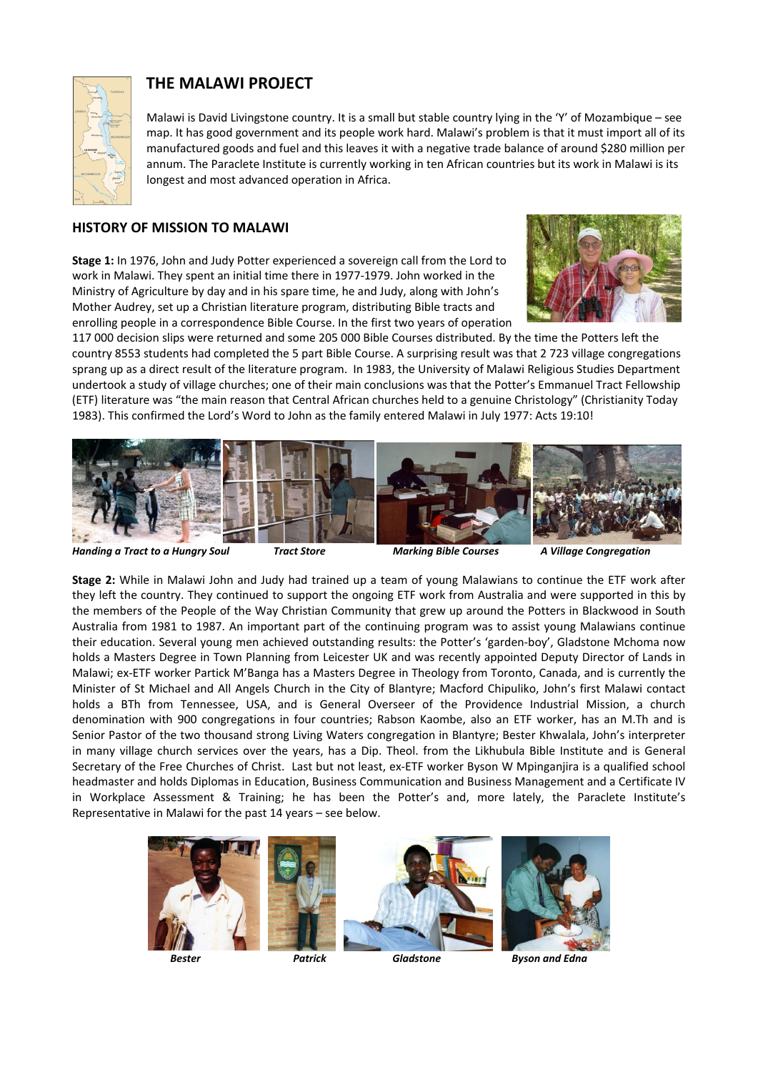# THE MALAWI PROJECT

Malawi is David Livingstone country. It is a small but stable country lying in the 'Y' of Mozambique – see map. It has good government and its people work hard. Malawi's problem is that it must import all of its manufactured goods and fuel and this leaves it with a negative trade balance of around $280 million per annum. The Paraclete Institute is currently working in ten African countries but its work in Malawi is its longest and most advanced operation in Africa.

## HISTORY OF MISSION TO MALAWI

**Stage 1:** In 1976, John and Judy Potter experienced a sovereign call from the Lord to work in Malawi. They spent an initial time there in 1977-1979. John worked in the Ministry of Agriculture by day and in his spare time, he and Judy, along with John's Mother Audrey, set up a Christian literature program, distributing Bible tracts and enrolling people in a correspondence Bible Course. In the first two years of operation 117 000 decision slips were returned and some 205 000 Bible Courses distributed. By the time the Potters left the country 8553 students had completed the 5 part Bible Course. A surprising result was that 2 723 village congregations sprang up as a direct result of the literature program. In 1983, the University of Malawi Religious Studies Department undertook a study of village churches; one of their main conclusions was that the Potter's Emmanuel Tract Fellowship (ETF) literature was "the main reason that Central African churches held to a genuine Christology" (Christianity Today 1983). This confirmed the Lord's Word to John as the family entered Malawi in July 1977: Acts 19:10!

***Handing a Tract to a Hungry Soul*** ***Tract Store*** ***Marking Bible Courses*** ***A Village Congregation***

**Stage 2:** While in Malawi John and Judy had trained up a team of young Malawians to continue the ETF work after they left the country. They continued to support the ongoing ETF work from Australia and were supported in this by the members of the People of the Way Christian Community that grew up around the Potters in Blackwood in South Australia from 1981 to 1987. An important part of the continuing program was to assist young Malawians continue their education. Several young men achieved outstanding results: the Potter's 'garden-boy', Gladstone Mchoma now holds a Masters Degree in Town Planning from Leicester UK and was recently appointed Deputy Director of Lands in Malawi; ex-ETF worker Partick M'Banga has a Masters Degree in Theology from Toronto, Canada, and is currently the Minister of St Michael and All Angels Church in the City of Blantyre; Macford Chipuliko, John's first Malawi contact holds a BTh from Tennessee, USA, and is General Overseer of the Providence Industrial Mission, a church denomination with 900 congregations in four countries; Rabson Kaombe, also an ETF worker, has an M.Th and is Senior Pastor of the two thousand strong Living Waters congregation in Blantyre; Bester Khwalala, John's interpreter in many village church services over the years, has a Dip. Theol. from the Likhubula Bible Institute and is General Secretary of the Free Churches of Christ. Last but not least, ex-ETF worker Byson W Mpinganjira is a qualified school headmaster and holds Diplomas in Education, Business Communication and Business Management and a Certificate IV in Workplace Assessment & Training; he has been the Potter's and, more lately, the Paraclete Institute's Representative in Malawi for the past 14 years – see below.

***Bester*** ***Patrick*** ***Gladstone*** ***Byson and Edna***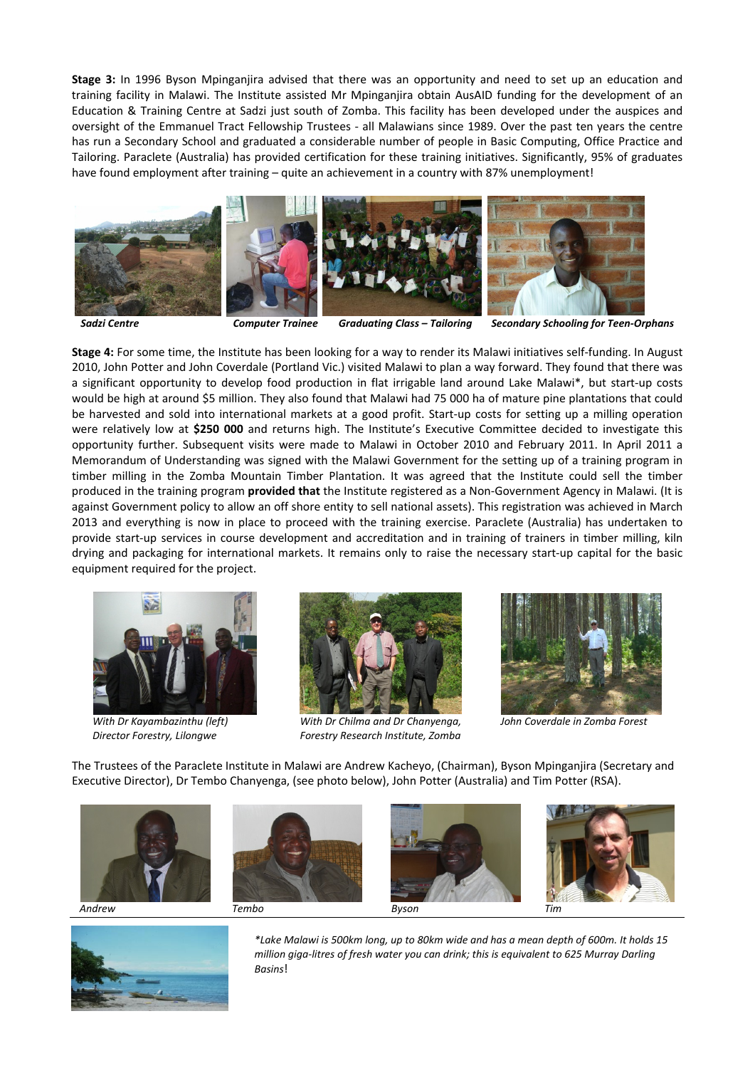**Stage 3:** In 1996 Byson Mpinganjira advised that there was an opportunity and need to set up an education and training facility in Malawi. The Institute assisted Mr Mpinganjira obtain AusAID funding for the development of an Education & Training Centre at Sadzi just south of Zomba. This facility has been developed under the auspices and oversight of the Emmanuel Tract Fellowship Trustees - all Malawians since 1989. Over the past ten years the centre has run a Secondary School and graduated a considerable number of people in Basic Computing, Office Practice and Tailoring. Paraclete (Australia) has provided certification for these training initiatives. Significantly, 95% of graduates have found employment after training – quite an achievement in a country with 87% unemployment!

*Sadzi Centre*

*Computer Trainee*

*Graduating Class – Tailoring*

*Secondary Schooling for Teen-Orphans*

**Stage 4:** For some time, the Institute has been looking for a way to render its Malawi initiatives self-funding. In August 2010, John Potter and John Coverdale (Portland Vic.) visited Malawi to plan a way forward. They found that there was a significant opportunity to develop food production in flat irrigable land around Lake Malawi*, but start-up costs would be high at around $5 million. They also found that Malawi had 75 000 ha of mature pine plantations that could be harvested and sold into international markets at a good profit. Start-up costs for setting up a milling operation were relatively low at **$250 000** and returns high. The Institute's Executive Committee decided to investigate this opportunity further. Subsequent visits were made to Malawi in October 2010 and February 2011. In April 2011 a Memorandum of Understanding was signed with the Malawi Government for the setting up of a training program in timber milling in the Zomba Mountain Timber Plantation. It was agreed that the Institute could sell the timber produced in the training program **provided that** the Institute registered as a Non-Government Agency in Malawi. (It is against Government policy to allow an off shore entity to sell national assets). This registration was achieved in March 2013 and everything is now in place to proceed with the training exercise. Paraclete (Australia) has undertaken to provide start-up services in course development and accreditation and in training of trainers in timber milling, kiln drying and packaging for international markets. It remains only to raise the necessary start-up capital for the basic equipment required for the project.

*With Dr Kayambazinthu (left) Director Forestry, Lilongwe*

*With Dr Chilma and Dr Chanyenga, Forestry Research Institute, Zomba*

*John Coverdale in Zomba Forest*

The Trustees of the Paraclete Institute in Malawi are Andrew Kacheyo, (Chairman), Byson Mpinganjira (Secretary and Executive Director), Dr Tembo Chanyenga, (see photo below), John Potter (Australia) and Tim Potter (RSA).

*Andrew*

*Tembo*

*Byson*

*Tim*

**Lake Malawi is 500km long, up to 80km wide and has a mean depth of 600m. It holds 15 million giga-litres of fresh water you can drink; this is equivalent to 625 Murray Darling Basins*!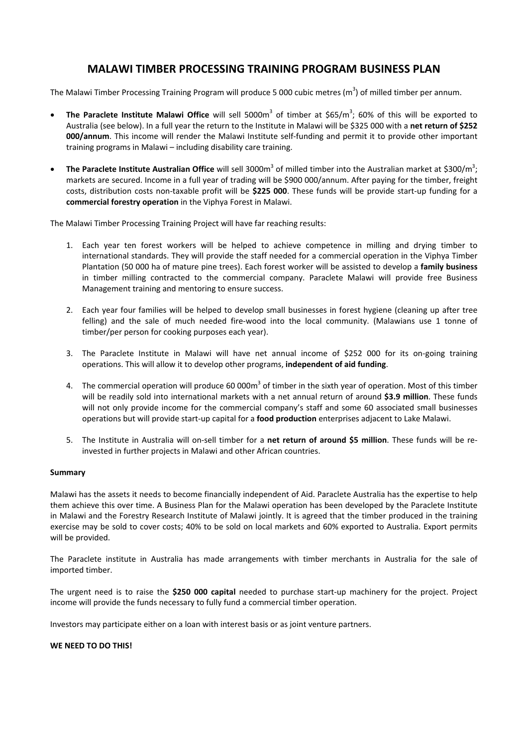# MALAWI TIMBER PROCESSING TRAINING PROGRAM BUSINESS PLAN

The Malawi Timber Processing Training Program will produce 5 000 cubic metres ($m^3$) of milled timber per annum.

- **The Paraclete Institute Malawi Office** will sell 5000$m^3$ of timber at \$65/$m^3$; 60% of this will be exported to Australia (see below). In a full year the return to the Institute in Malawi will be \$325 000 with a **net return of \$252 000/annum**. This income will render the Malawi Institute self-funding and permit it to provide other important training programs in Malawi – including disability care training.
- **The Paraclete Institute Australian Office** will sell 3000$m^3$ of milled timber into the Australian market at \$300/$m^3$; markets are secured. Income in a full year of trading will be \$900 000/annum. After paying for the timber, freight costs, distribution costs non-taxable profit will be **\$225 000**. These funds will be provide start-up funding for a **commercial forestry operation** in the Viphya Forest in Malawi.

The Malawi Timber Processing Training Project will have far reaching results:

1. Each year ten forest workers will be helped to achieve competence in milling and drying timber to international standards. They will provide the staff needed for a commercial operation in the Viphya Timber Plantation (50 000 ha of mature pine trees). Each forest worker will be assisted to develop a **family business** in timber milling contracted to the commercial company. Paraclete Malawi will provide free Business Management training and mentoring to ensure success.
2. Each year four families will be helped to develop small businesses in forest hygiene (cleaning up after tree felling) and the sale of much needed fire-wood into the local community. (Malawians use 1 tonne of timber/per person for cooking purposes each year).
3. The Paraclete Institute in Malawi will have net annual income of \$252 000 for its on-going training operations. This will allow it to develop other programs, **independent of aid funding**.
4. The commercial operation will produce 60 000$m^3$ of timber in the sixth year of operation. Most of this timber will be readily sold into international markets with a net annual return of around **\$3.9 million**. These funds will not only provide income for the commercial company's staff and some 60 associated small businesses operations but will provide start-up capital for a **food production** enterprises adjacent to Lake Malawi.
5. The Institute in Australia will on-sell timber for a **net return of around \$5 million**. These funds will be re-invested in further projects in Malawi and other African countries.

**Summary**

Malawi has the assets it needs to become financially independent of Aid. Paraclete Australia has the expertise to help them achieve this over time. A Business Plan for the Malawi operation has been developed by the Paraclete Institute in Malawi and the Forestry Research Institute of Malawi jointly. It is agreed that the timber produced in the training exercise may be sold to cover costs; 40% to be sold on local markets and 60% exported to Australia. Export permits will be provided.

The Paraclete institute in Australia has made arrangements with timber merchants in Australia for the sale of imported timber.

The urgent need is to raise the **\$250 000 capital** needed to purchase start-up machinery for the project. Project income will provide the funds necessary to fully fund a commercial timber operation.

Investors may participate either on a loan with interest basis or as joint venture partners.

**WE NEED TO DO THIS!**